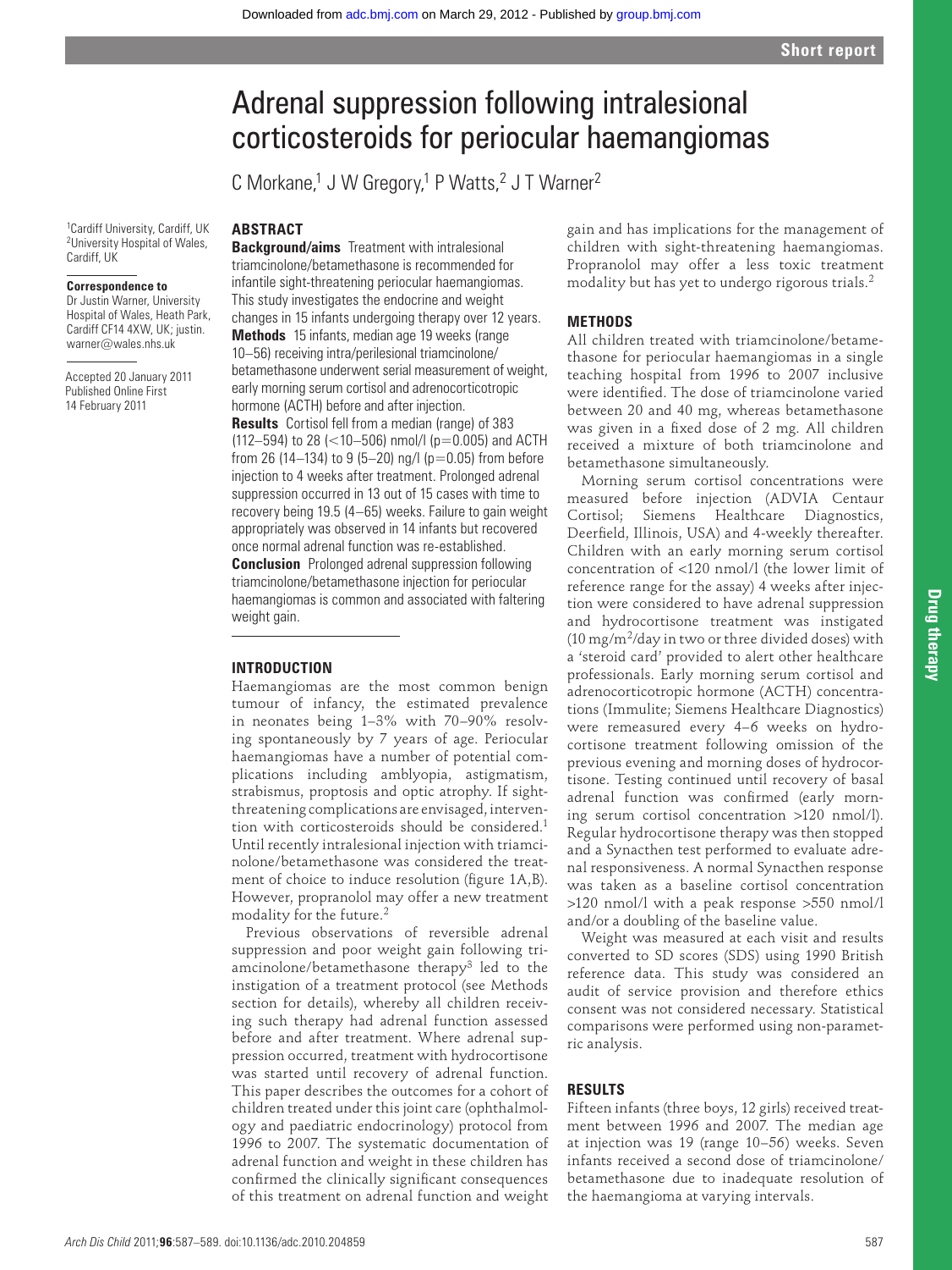Short report

# Adrenal suppression following intralesional corticosteroids for periocular haemangiomas

C Morkane,[1] J W Gregory,[1] P Watts,[2] J T Warner[2]

[1]Cardiff University, Cardiff, UK
[2]University Hospital of Wales, Cardiff, UK

**Correspondence to**
Dr Justin Warner, University Hospital of Wales, Heath Park, Cardiff CF14 4XW, UK; justin.warner@wales.nhs.uk

Accepted 20 January 2011
Published Online First 14 February 2011

## ABSTRACT

**Background/aims** Treatment with intralesional triamcinolone/betamethasone is recommended for infantile sight-threatening periocular haemangiomas. This study investigates the endocrine and weight changes in 15 infants undergoing therapy over 12 years.

**Methods** 15 infants, median age 19 weeks (range 10–56) receiving intra/perilesional triamcinolone/betamethasone underwent serial measurement of weight, early morning serum cortisol and adrenocorticotropic hormone (ACTH) before and after injection.

**Results** Cortisol fell from a median (range) of 383 (112–594) to 28 (<10–506) nmol/l ($p=0.005$) and ACTH from 26 (14–134) to 9 (5–20) ng/l ($p=0.05$) from before injection to 4 weeks after treatment. Prolonged adrenal suppression occurred in 13 out of 15 cases with time to recovery being 19.5 (4–65) weeks. Failure to gain weight appropriately was observed in 14 infants but recovered once normal adrenal function was re-established.

**Conclusion** Prolonged adrenal suppression following triamcinolone/betamethasone injection for periocular haemangiomas is common and associated with faltering weight gain.

## INTRODUCTION

Haemangiomas are the most common benign tumour of infancy, the estimated prevalence in neonates being 1–3% with 70–90% resolving spontaneously by 7 years of age. Periocular haemangiomas have a number of potential complications including amblyopia, astigmatism, strabismus, proptosis and optic atrophy. If sight-threatening complications are envisaged, intervention with corticosteroids should be considered.[1] Until recently intralesional injection with triamcinolone/betamethasone was considered the treatment of choice to induce resolution (figure 1A,B). However, propranolol may offer a new treatment modality for the future.[2]

Previous observations of reversible adrenal suppression and poor weight gain following triamcinolone/betamethasone therapy[3] led to the instigation of a treatment protocol (see Methods section for details), whereby all children receiving such therapy had adrenal function assessed before and after treatment. Where adrenal suppression occurred, treatment with hydrocortisone was started until recovery of adrenal function. This paper describes the outcomes for a cohort of children treated under this joint care (ophthalmology and paediatric endocrinology) protocol from 1996 to 2007. The systematic documentation of adrenal function and weight in these children has confirmed the clinically significant consequences of this treatment on adrenal function and weight gain and has implications for the management of children with sight-threatening haemangiomas. Propranolol may offer a less toxic treatment modality but has yet to undergo rigorous trials.[2]

## METHODS

All children treated with triamcinolone/betamethasone for periocular haemangiomas in a single teaching hospital from 1996 to 2007 inclusive were identified. The dose of triamcinolone varied between 20 and 40 mg, whereas betamethasone was given in a fixed dose of 2 mg. All children received a mixture of both triamcinolone and betamethasone simultaneously.

Morning serum cortisol concentrations were measured before injection (ADVIA Centaur Cortisol; Siemens Healthcare Diagnostics, Deerfield, Illinois, USA) and 4-weekly thereafter. Children with an early morning serum cortisol concentration of <120 nmol/l (the lower limit of reference range for the assay) 4 weeks after injection were considered to have adrenal suppression and hydrocortisone treatment was instigated (10 mg/$m^2$/day in two or three divided doses) with a 'steroid card' provided to alert other healthcare professionals. Early morning serum cortisol and adrenocorticotropic hormone (ACTH) concentrations (Immulite; Siemens Healthcare Diagnostics) were remeasured every 4–6 weeks on hydrocortisone treatment following omission of the previous evening and morning doses of hydrocortisone. Testing continued until recovery of basal adrenal function was confirmed (early morning serum cortisol concentration >120 nmol/l). Regular hydrocortisone therapy was then stopped and a Synacthen test performed to evaluate adrenal responsiveness. A normal Synacthen response was taken as a baseline cortisol concentration >120 nmol/l with a peak response >550 nmol/l and/or a doubling of the baseline value.

Weight was measured at each visit and results converted to SD scores (SDS) using 1990 British reference data. This study was considered an audit of service provision and therefore ethics consent was not considered necessary. Statistical comparisons were performed using non-parametric analysis.

## RESULTS

Fifteen infants (three boys, 12 girls) received treatment between 1996 and 2007. The median age at injection was 19 (range 10–56) weeks. Seven infants received a second dose of triamcinolone/betamethasone due to inadequate resolution of the haemangioma at varying intervals.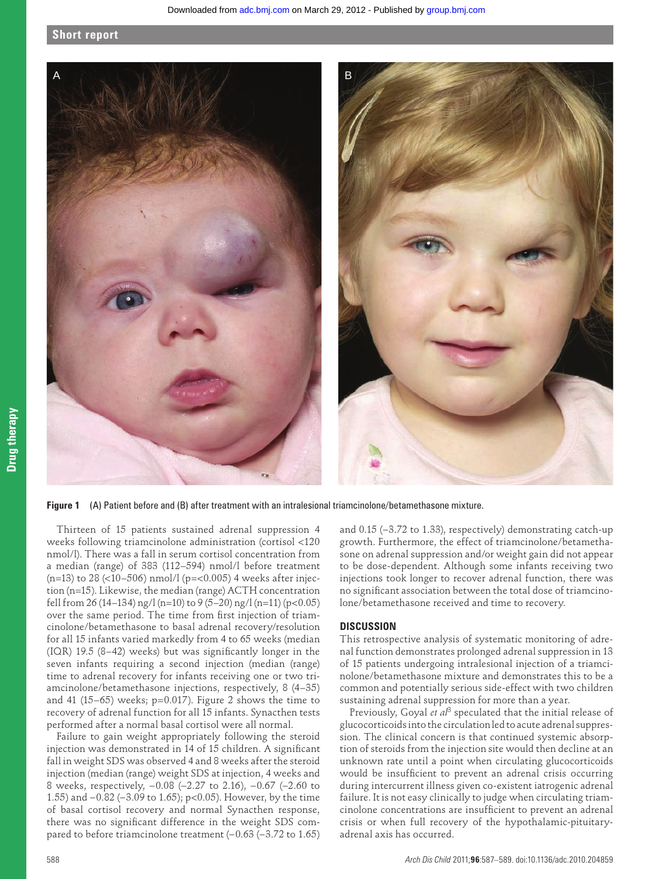**Figure 1** (A) Patient before and (B) after treatment with an intralesional triamcinolone/betamethasone mixture.

Thirteen of 15 patients sustained adrenal suppression 4 weeks following triamcinolone administration (cortisol <120 nmol/l). There was a fall in serum cortisol concentration from a median (range) of 383 (112–594) nmol/l before treatment (n=13) to 28 (<10–506) nmol/l (p=<0.005) 4 weeks after injection (n=15). Likewise, the median (range) ACTH concentration fell from 26 (14–134) ng/l (n=10) to 9 (5–20) ng/l (n=11) (p<0.05) over the same period. The time from first injection of triamcinolone/betamethasone to basal adrenal recovery/resolution for all 15 infants varied markedly from 4 to 65 weeks (median (IQR) 19.5 (8–42) weeks) but was significantly longer in the seven infants requiring a second injection (median (range) time to adrenal recovery for infants receiving one or two triamcinolone/betamethasone injections, respectively, 8 (4–35) and 41 (15–65) weeks; p=0.017). Figure 2 shows the time to recovery of adrenal function for all 15 infants. Synacthen tests performed after a normal basal cortisol were all normal.

Failure to gain weight appropriately following the steroid injection was demonstrated in 14 of 15 children. A significant fall in weight SDS was observed 4 and 8 weeks after the steroid injection (median (range) weight SDS at injection, 4 weeks and 8 weeks, respectively, −0.08 (−2.27 to 2.16), −0.67 (−2.60 to 1.55) and −0.82 (−3.09 to 1.65); p<0.05). However, by the time of basal cortisol recovery and normal Synacthen response, there was no significant difference in the weight SDS compared to before triamcinolone treatment (−0.63 (−3.72 to 1.65) and 0.15 (−3.72 to 1.33), respectively) demonstrating catch-up growth. Furthermore, the effect of triamcinolone/betamethasone on adrenal suppression and/or weight gain did not appear to be dose-dependent. Although some infants receiving two injections took longer to recover adrenal function, there was no significant association between the total dose of triamcinolone/betamethasone received and time to recovery.

## DISCUSSION

This retrospective analysis of systematic monitoring of adrenal function demonstrates prolonged adrenal suppression in 13 of 15 patients undergoing intralesional injection of a triamcinolone/betamethasone mixture and demonstrates this to be a common and potentially serious side-effect with two children sustaining adrenal suppression for more than a year.

Previously, Goyal *et al*[3] speculated that the initial release of glucocorticoids into the circulation led to acute adrenal suppression. The clinical concern is that continued systemic absorption of steroids from the injection site would then decline at an unknown rate until a point when circulating glucocorticoids would be insufficient to prevent an adrenal crisis occurring during intercurrent illness given co-existent iatrogenic adrenal failure. It is not easy clinically to judge when circulating triamcinolone concentrations are insufficient to prevent an adrenal crisis or when full recovery of the hypothalamic-pituitary-adrenal axis has occurred.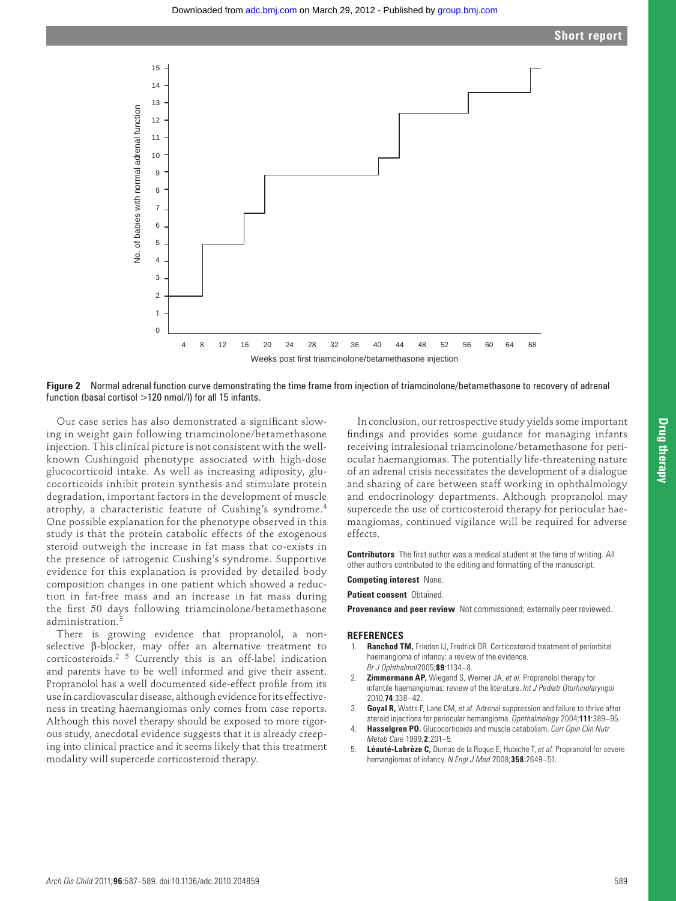**Figure 2** Normal adrenal function curve demonstrating the time frame from injection of triamcinolone/betamethasone to recovery of adrenal function (basal cortisol >120 nmol/l) for all 15 infants.

Our case series has also demonstrated a significant slowing in weight gain following triamcinolone/betamethasone injection. This clinical picture is not consistent with the well-known Cushingoid phenotype associated with high-dose glucocorticoid intake. As well as increasing adiposity, glucocorticoids inhibit protein synthesis and stimulate protein degradation, important factors in the development of muscle atrophy, a characteristic feature of Cushing's syndrome.[4] One possible explanation for the phenotype observed in this study is that the protein catabolic effects of the exogenous steroid outweigh the increase in fat mass that co-exists in the presence of iatrogenic Cushing's syndrome. Supportive evidence for this explanation is provided by detailed body composition changes in one patient which showed a reduction in fat-free mass and an increase in fat mass during the first 50 days following triamcinolone/betamethasone administration.[3]

There is growing evidence that propranolol, a non-selective β-blocker, may offer an alternative treatment to corticosteroids.[2 5] Currently this is an off-label indication and parents have to be well informed and give their assent. Propranolol has a well documented side-effect profile from its use in cardiovascular disease, although evidence for its effectiveness in treating haemangiomas only comes from case reports. Although this novel therapy should be exposed to more rigorous study, anecdotal evidence suggests that it is already creeping into clinical practice and it seems likely that this treatment modality will supercede corticosteroid therapy.

In conclusion, our retrospective study yields some important findings and provides some guidance for managing infants receiving intralesional triamcinolone/betamethasone for periocular haemangiomas. The potentially life-threatening nature of an adrenal crisis necessitates the development of a dialogue and sharing of care between staff working in ophthalmology and endocrinology departments. Although propranolol may supercede the use of corticosteroid therapy for periocular haemangiomas, continued vigilance will be required for adverse effects.

**Contributors** The first author was a medical student at the time of writing. All other authors contributed to the editing and formatting of the manuscript.

**Competing interest** None.

**Patient consent** Obtained.

**Provenance and peer review** Not commissioned; externally peer reviewed.

## REFERENCES

1. **Ranchod TM,** Frieden IJ, Fredrick DR. Corticosteroid treatment of periorbital haemangioma of infancy: a review of the evidence. *Br J Ophthalmol* 2005;**89**:1134–8.
2. **Zimmermann AP,** Wiegand S, Werner JA, *et al.* Propranolol therapy for infantile haemangiomas: review of the literature. *Int J Pediatr Otorhinolaryngol* 2010;**74**:338–42.
3. **Goyal R,** Watts P, Lane CM, *et al.* Adrenal suppression and failure to thrive after steroid injections for periocular hemangioma. *Ophthalmology* 2004;**111**:389–95.
4. **Hasselgren PO.** Glucocorticoids and muscle catabolism. *Curr Opin Clin Nutr Metab Care* 1999;**2**:201–5.
5. **Léauté-Labrèze C,** Dumas de la Roque E, Hubiche T, *et al.* Propranolol for severe hemangiomas of infancy. *N Engl J Med* 2008;**358**:2649–51.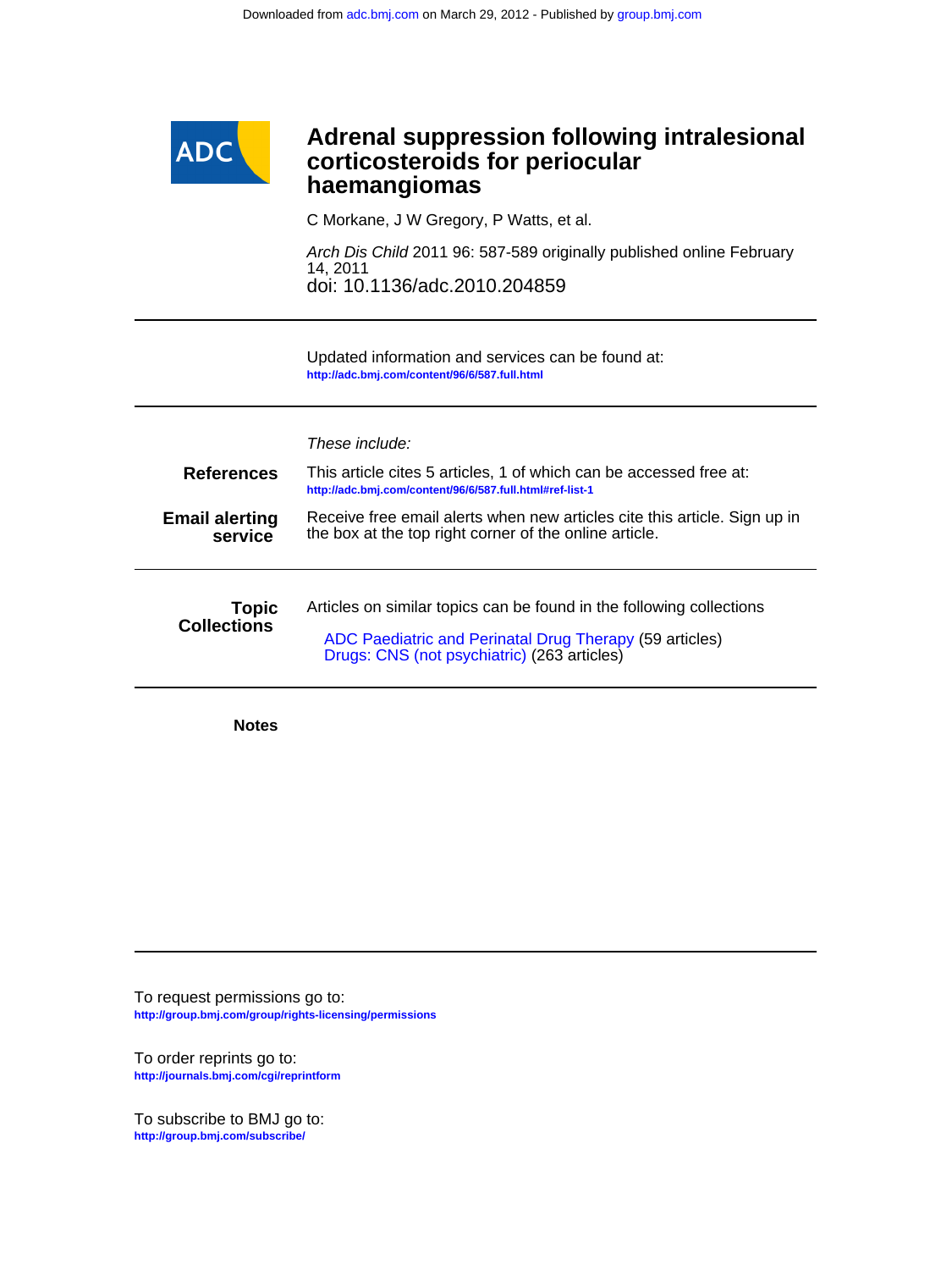Downloaded from adc.bmj.com on March 29, 2012 - Published by group.bmj.com

ADC

# Adrenal suppression following intralesional corticosteroids for periocular haemangiomas

C Morkane, J W Gregory, P Watts, et al.

*Arch Dis Child* 2011 96: 587-589 originally published online February 14, 2011

doi: 10.1136/adc.2010.204859

Updated information and services can be found at:
http://adc.bmj.com/content/96/6/587.full.html

*These include:*

**References**

This article cites 5 articles, 1 of which can be accessed free at:
http://adc.bmj.com/content/96/6/587.full.html#ref-list-1

**Email alerting service**

Receive free email alerts when new articles cite this article. Sign up in the box at the top right corner of the online article.

**Topic Collections**

Articles on similar topics can be found in the following collections

- ADC Paediatric and Perinatal Drug Therapy (59 articles)
- Drugs: CNS (not psychiatric) (263 articles)

**Notes**

To request permissions go to:
http://group.bmj.com/group/rights-licensing/permissions

To order reprints go to:
http://journals.bmj.com/cgi/reprintform

To subscribe to BMJ go to:
http://group.bmj.com/subscribe/